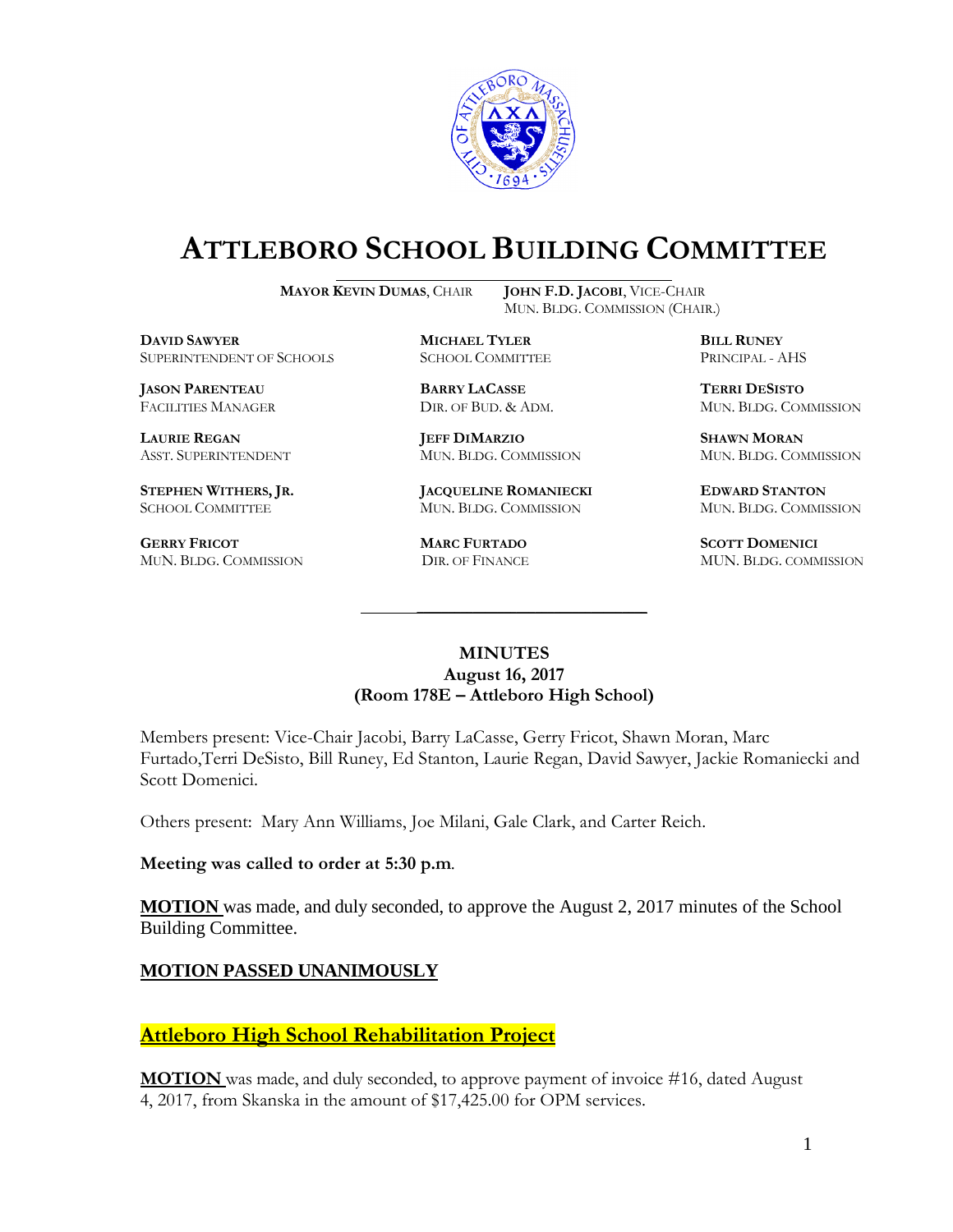# ATTLEBORO SCHOOL BUILDING COMMITTEE

**MAYOR KEVIN DUMAS**, CHAIR
**JOHN F.D. JACOBI**, VICE-CHAIR
MUN. BLDG. COMMISSION (CHAIR.)

**DAVID SAWYER**
SUPERINTENDENT OF SCHOOLS

**MICHAEL TYLER**
SCHOOL COMMITTEE

**BILL RUNEY**
PRINCIPAL - AHS

**JASON PARENTEAU**
FACILITIES MANAGER

**BARRY LACASSE**
DIR. OF BUD. & ADM.

**TERRI DESISTO**
MUN. BLDG. COMMISSION

**LAURIE REGAN**
ASST. SUPERINTENDENT

**JEFF DIMARZIO**
MUN. BLDG. COMMISSION

**SHAWN MORAN**
MUN. BLDG. COMMISSION

**STEPHEN WITHERS, JR.**
SCHOOL COMMITTEE

**JACQUELINE ROMANIECKI**
MUN. BLDG. COMMISSION

**EDWARD STANTON**
MUN. BLDG. COMMISSION

**GERRY FRICOT**
MUN. BLDG. COMMISSION

**MARC FURTADO**
DIR. OF FINANCE

**SCOTT DOMENICI**
MUN. BLDG. COMMISSION

## MINUTES
**August 16, 2017**
**(Room 178E – Attleboro High School)**

Members present: Vice-Chair Jacobi, Barry LaCasse, Gerry Fricot, Shawn Moran, Marc Furtado,Terri DeSisto, Bill Runey, Ed Stanton, Laurie Regan, David Sawyer, Jackie Romaniecki and Scott Domenici.

Others present: Mary Ann Williams, Joe Milani, Gale Clark, and Carter Reich.

**Meeting was called to order at 5:30 p.m**.

**MOTION** was made, and duly seconded, to approve the August 2, 2017 minutes of the School Building Committee.

**MOTION PASSED UNANIMOUSLY**

## Attleboro High School Rehabilitation Project

**MOTION** was made, and duly seconded, to approve payment of invoice #16, dated August 4, 2017, from Skanska in the amount of $17,425.00 for OPM services.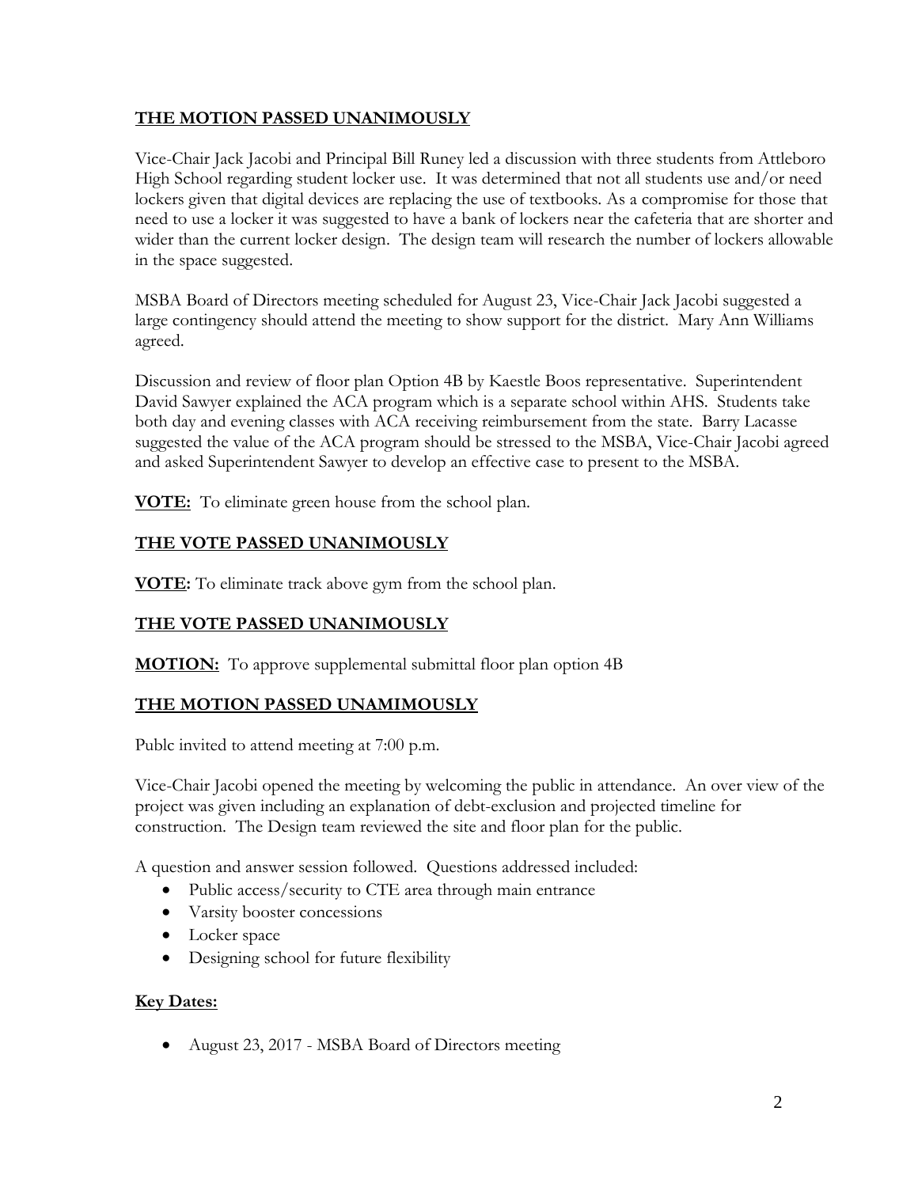**THE MOTION PASSED UNANIMOUSLY**

Vice-Chair Jack Jacobi and Principal Bill Runey led a discussion with three students from Attleboro High School regarding student locker use. It was determined that not all students use and/or need lockers given that digital devices are replacing the use of textbooks. As a compromise for those that need to use a locker it was suggested to have a bank of lockers near the cafeteria that are shorter and wider than the current locker design. The design team will research the number of lockers allowable in the space suggested.

MSBA Board of Directors meeting scheduled for August 23, Vice-Chair Jack Jacobi suggested a large contingency should attend the meeting to show support for the district. Mary Ann Williams agreed.

Discussion and review of floor plan Option 4B by Kaestle Boos representative. Superintendent David Sawyer explained the ACA program which is a separate school within AHS. Students take both day and evening classes with ACA receiving reimbursement from the state. Barry Lacasse suggested the value of the ACA program should be stressed to the MSBA, Vice-Chair Jacobi agreed and asked Superintendent Sawyer to develop an effective case to present to the MSBA.

**VOTE:** To eliminate green house from the school plan.

**THE VOTE PASSED UNANIMOUSLY**

**VOTE:** To eliminate track above gym from the school plan.

**THE VOTE PASSED UNANIMOUSLY**

**MOTION:** To approve supplemental submittal floor plan option 4B

**THE MOTION PASSED UNAMIMOUSLY**

Publc invited to attend meeting at 7:00 p.m.

Vice-Chair Jacobi opened the meeting by welcoming the public in attendance. An over view of the project was given including an explanation of debt-exclusion and projected timeline for construction. The Design team reviewed the site and floor plan for the public.

A question and answer session followed. Questions addressed included:

- Public access/security to CTE area through main entrance
- Varsity booster concessions
- Locker space
- Designing school for future flexibility

**Key Dates:**

- August 23, 2017 - MSBA Board of Directors meeting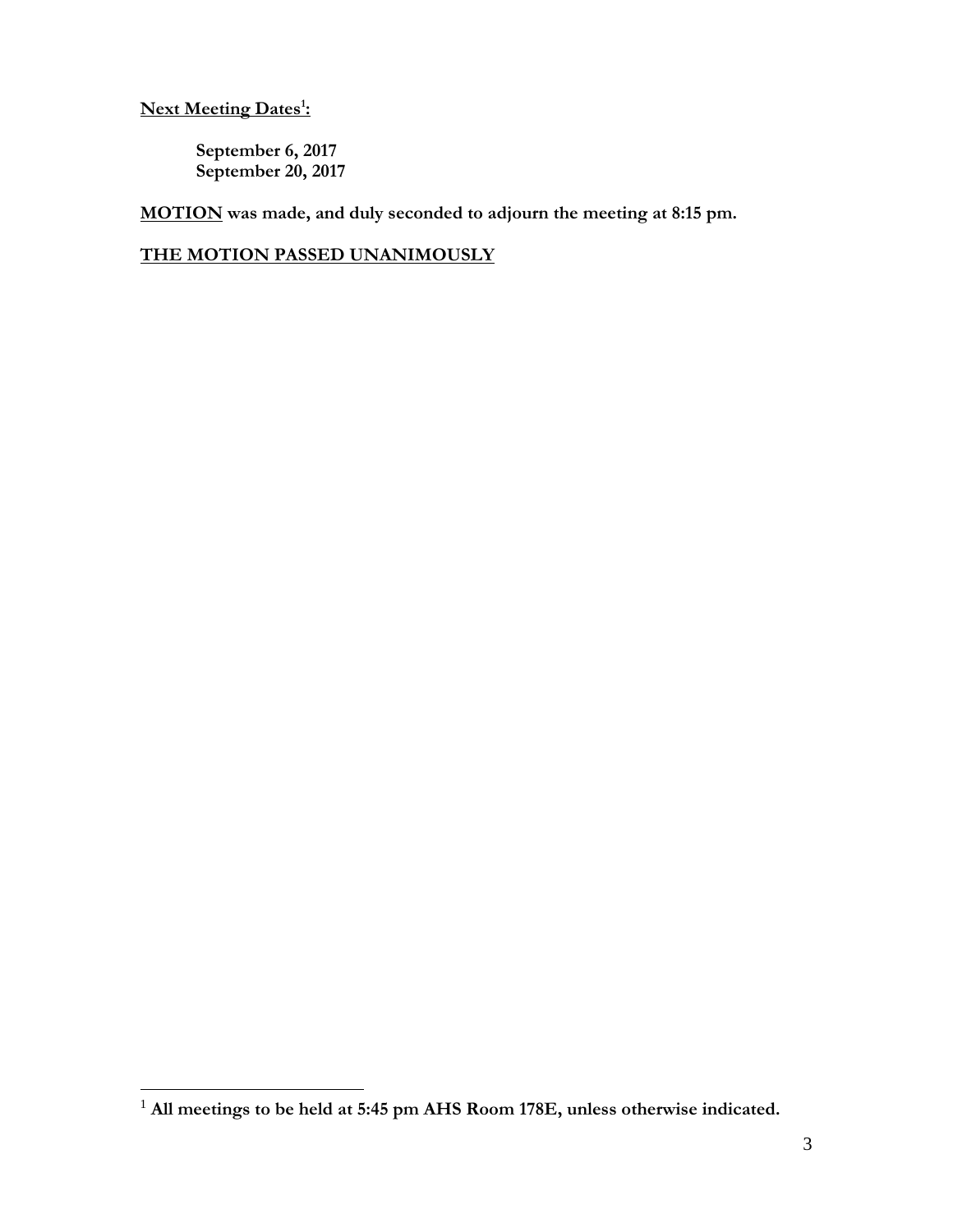**Next Meeting Dates[1]:**

**September 6, 2017**
**September 20, 2017**

**MOTION was made, and duly seconded to adjourn the meeting at 8:15 pm.**

**THE MOTION PASSED UNANIMOUSLY**

---

[1] **All meetings to be held at 5:45 pm AHS Room 178E, unless otherwise indicated.**